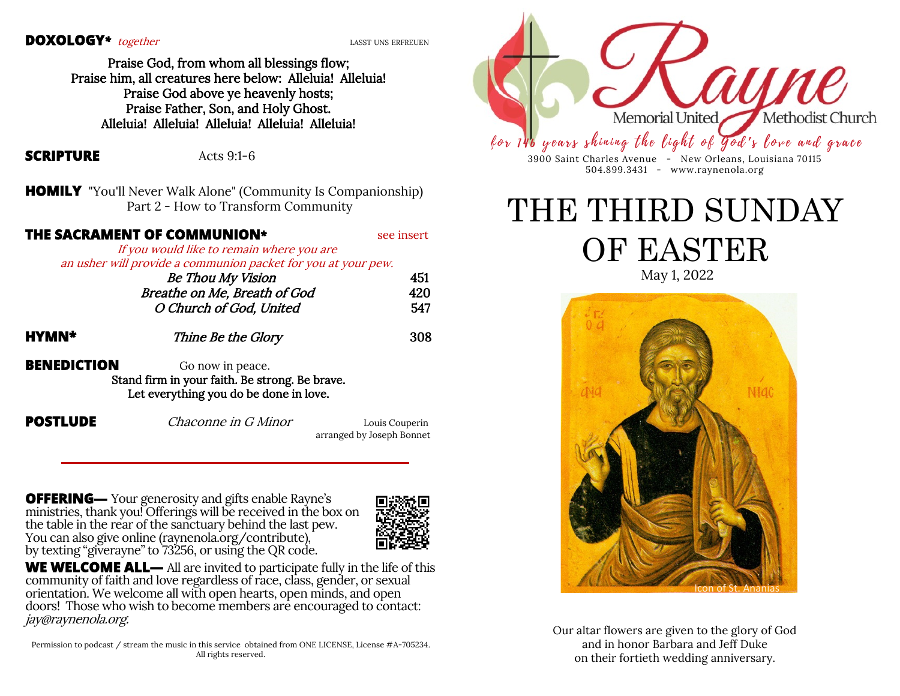**DOXOLOGY*** *together* LASST UNS ERFREUEN

Praise God, from whom all blessings flow;
Praise him, all creatures here below: Alleluia! Alleluia!
Praise God above ye heavenly hosts;
Praise Father, Son, and Holy Ghost.
Alleluia! Alleluia! Alleluia! Alleluia! Alleluia!

**SCRIPTURE** Acts 9:1-6

**HOMILY** "You'll Never Walk Alone" (Community Is Companionship)
Part 2 - How to Transform Community

**THE SACRAMENT OF COMMUNION*** see insert

*If you would like to remain where you are an usher will provide a communion packet for you at your pew.*

*Be Thou My Vision* 451
*Breathe on Me, Breath of God* 420
*O Church of God, United* 547

**HYMN*** *Thine Be the Glory* 308

**BENEDICTION** Go now in peace.
Stand firm in your faith. Be strong. Be brave.
Let everything you do be done in love.

**POSTLUDE** *Chaconne in G Minor* Louis Couperin
arranged by Joseph Bonnet

---

**OFFERING—** Your generosity and gifts enable Rayne's ministries, thank you! Offerings will be received in the box on the table in the rear of the sanctuary behind the last pew. You can also give online (raynenola.org/contribute), by texting "giverayne" to 73256, or using the QR code.

**WE WELCOME ALL—** All are invited to participate fully in the life of this community of faith and love regardless of race, class, gender, or sexual orientation. We welcome all with open hearts, open minds, and open doors! Those who wish to become members are encouraged to contact: *jay@raynenola.org.*

Permission to podcast / stream the music in this service obtained from ONE LICENSE, License #A-705234. All rights reserved.

Rayne Memorial United Methodist Church

*for 146 years shining the light of God's love and grace*

3900 Saint Charles Avenue - New Orleans, Louisiana 70115
504.899.3431 - www.raynenola.org

# THE THIRD SUNDAY OF EASTER

May 1, 2022

Icon of St. Ananias

Our altar flowers are given to the glory of God and in honor Barbara and Jeff Duke on their fortieth wedding anniversary.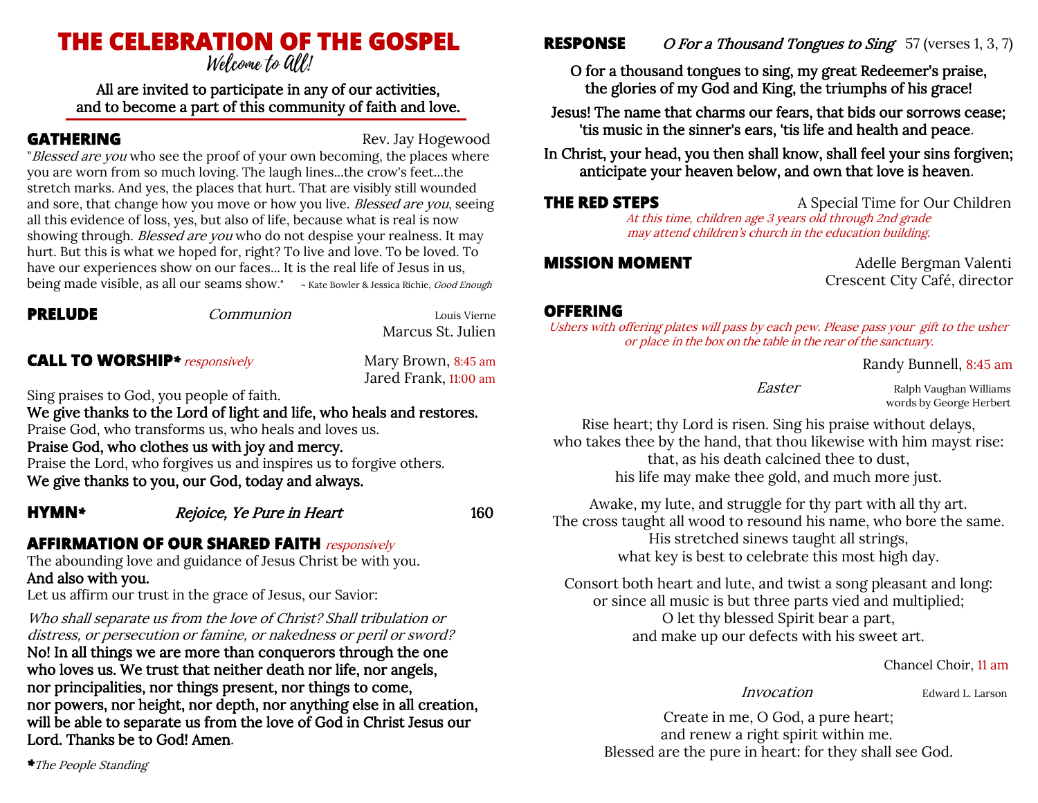# THE CELEBRATION OF THE GOSPEL

*Welcome to All!*

All are invited to participate in any of our activities, and to become a part of this community of faith and love.

## GATHERING

Rev. Jay Hogewood

"*Blessed are you* who see the proof of your own becoming, the places where you are worn from so much loving. The laugh lines...the crow's feet...the stretch marks. And yes, the places that hurt. That are visibly still wounded and sore, that change how you move or how you live. *Blessed are you*, seeing all this evidence of loss, yes, but also of life, because what is real is now showing through. *Blessed are you* who do not despise your realness. It may hurt. But this is what we hoped for, right? To live and love. To be loved. To have our experiences show on our faces... It is the real life of Jesus in us, being made visible, as all our seams show." ~ Kate Bowler & Jessica Richie, *Good Enough*

## PRELUDE

*Communion* — Louis Vierne

Marcus St. Julien

## CALL TO WORSHIP* *responsively*

Mary Brown, 8:45 am
Jared Frank, 11:00 am

Sing praises to God, you people of faith.
**We give thanks to the Lord of light and life, who heals and restores.**
Praise God, who transforms us, who heals and loves us.
**Praise God, who clothes us with joy and mercy.**
Praise the Lord, who forgives us and inspires us to forgive others.
**We give thanks to you, our God, today and always.**

## HYMN*

*Rejoice, Ye Pure in Heart* — 160

## AFFIRMATION OF OUR SHARED FAITH *responsively*

The abounding love and guidance of Jesus Christ be with you.
**And also with you.**
Let us affirm our trust in the grace of Jesus, our Savior:

*Who shall separate us from the love of Christ? Shall tribulation or distress, or persecution or famine, or nakedness or peril or sword?*
**No! In all things we are more than conquerors through the one who loves us. We trust that neither death nor life, nor angels, nor principalities, nor things present, nor things to come, nor powers, nor height, nor depth, nor anything else in all creation, will be able to separate us from the love of God in Christ Jesus our Lord. Thanks be to God! Amen.**

**\*** *The People Standing*

## RESPONSE

*O For a Thousand Tongues to Sing* — 57 (verses 1, 3, 7)

**O for a thousand tongues to sing, my great Redeemer's praise,
the glories of my God and King, the triumphs of his grace!**

**Jesus! The name that charms our fears, that bids our sorrows cease;
'tis music in the sinner's ears, 'tis life and health and peace.**

**In Christ, your head, you then shall know, shall feel your sins forgiven;
anticipate your heaven below, and own that love is heaven.**

## THE RED STEPS

A Special Time for Our Children

*At this time, children age 3 years old through 2nd grade may attend children's church in the education building.*

## MISSION MOMENT

Adelle Bergman Valenti
Crescent City Café, director

## OFFERING

*Ushers with offering plates will pass by each pew. Please pass your gift to the usher or place in the box on the table in the rear of the sanctuary.*

Randy Bunnell, 8:45 am

*Easter* — Ralph Vaughan Williams, words by George Herbert

Rise heart; thy Lord is risen. Sing his praise without delays,
who takes thee by the hand, that thou likewise with him mayst rise:
that, as his death calcined thee to dust,
his life may make thee gold, and much more just.

Awake, my lute, and struggle for thy part with all thy art.
The cross taught all wood to resound his name, who bore the same.
His stretched sinews taught all strings,
what key is best to celebrate this most high day.

Consort both heart and lute, and twist a song pleasant and long:
or since all music is but three parts vied and multiplied;
O let thy blessed Spirit bear a part,
and make up our defects with his sweet art.

Chancel Choir, 11 am

*Invocation* — Edward L. Larson

Create in me, O God, a pure heart;
and renew a right spirit within me.
Blessed are the pure in heart: for they shall see God.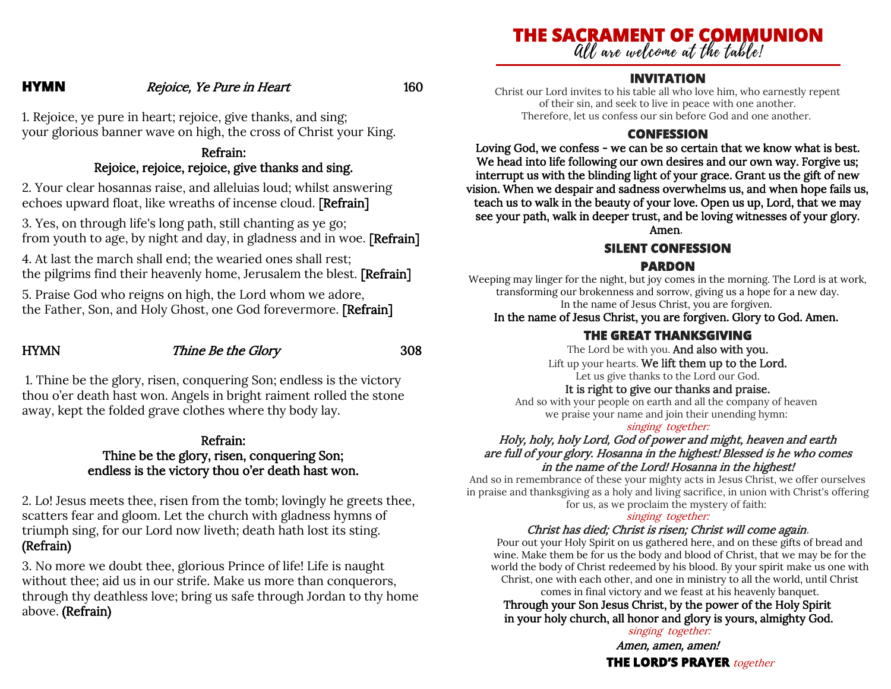## HYMN *Rejoice, Ye Pure in Heart* 160

1. Rejoice, ye pure in heart; rejoice, give thanks, and sing;
your glorious banner wave on high, the cross of Christ your King.

**Refrain:**
**Rejoice, rejoice, rejoice, give thanks and sing.**

2. Your clear hosannas raise, and alleluias loud; whilst answering echoes upward float, like wreaths of incense cloud. **[Refrain]**

3. Yes, on through life's long path, still chanting as ye go;
from youth to age, by night and day, in gladness and in woe. **[Refrain]**

4. At last the march shall end; the wearied ones shall rest;
the pilgrims find their heavenly home, Jerusalem the blest. **[Refrain]**

5. Praise God who reigns on high, the Lord whom we adore,
the Father, Son, and Holy Ghost, one God forevermore. **[Refrain]**

## HYMN *Thine Be the Glory* 308

1. Thine be the glory, risen, conquering Son; endless is the victory thou o'er death hast won. Angels in bright raiment rolled the stone away, kept the folded grave clothes where thy body lay.

**Refrain:**
**Thine be the glory, risen, conquering Son;**
**endless is the victory thou o'er death hast won.**

2. Lo! Jesus meets thee, risen from the tomb; lovingly he greets thee, scatters fear and gloom. Let the church with gladness hymns of triumph sing, for our Lord now liveth; death hath lost its sting. **(Refrain)**

3. No more we doubt thee, glorious Prince of life! Life is naught without thee; aid us in our strife. Make us more than conquerors, through thy deathless love; bring us safe through Jordan to thy home above. **(Refrain)**

# THE SACRAMENT OF COMMUNION

*All are welcome at the table!*

### INVITATION

Christ our Lord invites to his table all who love him, who earnestly repent of their sin, and seek to live in peace with one another.
Therefore, let us confess our sin before God and one another.

### CONFESSION

**Loving God, we confess - we can be so certain that we know what is best. We head into life following our own desires and our own way. Forgive us; interrupt us with the blinding light of your grace. Grant us the gift of new vision. When we despair and sadness overwhelms us, and when hope fails us, teach us to walk in the beauty of your love. Open us up, Lord, that we may see your path, walk in deeper trust, and be loving witnesses of your glory. Amen.**

### SILENT CONFESSION

### PARDON

Weeping may linger for the night, but joy comes in the morning. The Lord is at work, transforming our brokenness and sorrow, giving us a hope for a new day.
In the name of Jesus Christ, you are forgiven.

**In the name of Jesus Christ, you are forgiven. Glory to God. Amen.**

### THE GREAT THANKSGIVING

The Lord be with you. **And also with you.**

Lift up your hearts. **We lift them up to the Lord.**

Let us give thanks to the Lord our God.

**It is right to give our thanks and praise.**

And so with your people on earth and all the company of heaven we praise your name and join their unending hymn:

*singing together:*

***Holy, holy, holy Lord, God of power and might, heaven and earth are full of your glory. Hosanna in the highest! Blessed is he who comes in the name of the Lord! Hosanna in the highest!***

And so in remembrance of these your mighty acts in Jesus Christ, we offer ourselves in praise and thanksgiving as a holy and living sacrifice, in union with Christ's offering for us, as we proclaim the mystery of faith:

*singing together:*

***Christ has died; Christ is risen; Christ will come again.***

Pour out your Holy Spirit on us gathered here, and on these gifts of bread and wine. Make them be for us the body and blood of Christ, that we may be for the world the body of Christ redeemed by his blood. By your spirit make us one with Christ, one with each other, and one in ministry to all the world, until Christ comes in final victory and we feast at his heavenly banquet.

**Through your Son Jesus Christ, by the power of the Holy Spirit in your holy church, all honor and glory is yours, almighty God.**

*singing together:*

***Amen, amen, amen!***

**THE LORD'S PRAYER** *together*